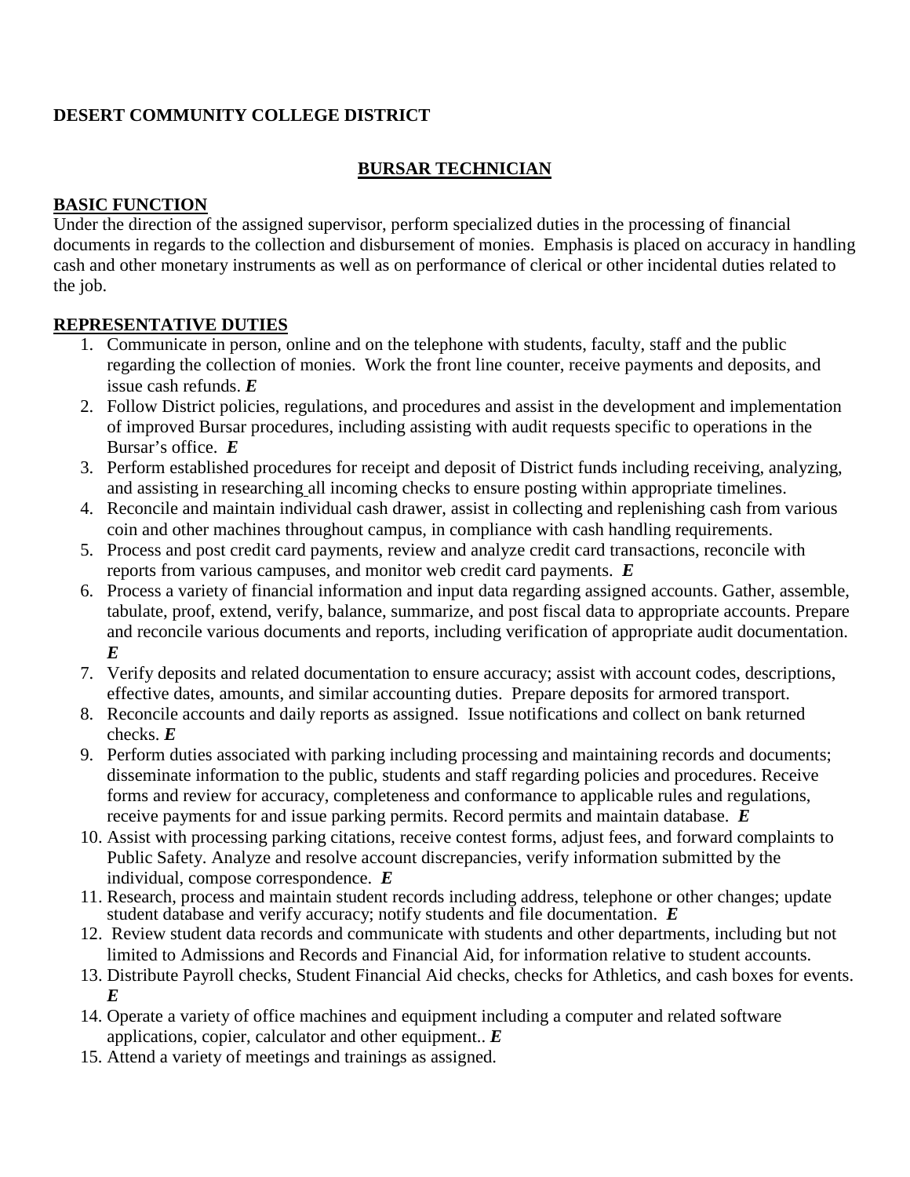**DESERT COMMUNITY COLLEGE DISTRICT**

# BURSAR TECHNICIAN

## BASIC FUNCTION

Under the direction of the assigned supervisor, perform specialized duties in the processing of financial documents in regards to the collection and disbursement of monies. Emphasis is placed on accuracy in handling cash and other monetary instruments as well as on performance of clerical or other incidental duties related to the job.

## REPRESENTATIVE DUTIES

1. Communicate in person, online and on the telephone with students, faculty, staff and the public regarding the collection of monies. Work the front line counter, receive payments and deposits, and issue cash refunds. ***E***
2. Follow District policies, regulations, and procedures and assist in the development and implementation of improved Bursar procedures, including assisting with audit requests specific to operations in the Bursar's office. ***E***
3. Perform established procedures for receipt and deposit of District funds including receiving, analyzing, and assisting in researching all incoming checks to ensure posting within appropriate timelines.
4. Reconcile and maintain individual cash drawer, assist in collecting and replenishing cash from various coin and other machines throughout campus, in compliance with cash handling requirements.
5. Process and post credit card payments, review and analyze credit card transactions, reconcile with reports from various campuses, and monitor web credit card payments. ***E***
6. Process a variety of financial information and input data regarding assigned accounts. Gather, assemble, tabulate, proof, extend, verify, balance, summarize, and post fiscal data to appropriate accounts. Prepare and reconcile various documents and reports, including verification of appropriate audit documentation. ***E***
7. Verify deposits and related documentation to ensure accuracy; assist with account codes, descriptions, effective dates, amounts, and similar accounting duties. Prepare deposits for armored transport.
8. Reconcile accounts and daily reports as assigned. Issue notifications and collect on bank returned checks. ***E***
9. Perform duties associated with parking including processing and maintaining records and documents; disseminate information to the public, students and staff regarding policies and procedures. Receive forms and review for accuracy, completeness and conformance to applicable rules and regulations, receive payments for and issue parking permits. Record permits and maintain database. ***E***
10. Assist with processing parking citations, receive contest forms, adjust fees, and forward complaints to Public Safety. Analyze and resolve account discrepancies, verify information submitted by the individual, compose correspondence. ***E***
11. Research, process and maintain student records including address, telephone or other changes; update student database and verify accuracy; notify students and file documentation. ***E***
12. Review student data records and communicate with students and other departments, including but not limited to Admissions and Records and Financial Aid, for information relative to student accounts.
13. Distribute Payroll checks, Student Financial Aid checks, checks for Athletics, and cash boxes for events. ***E***
14. Operate a variety of office machines and equipment including a computer and related software applications, copier, calculator and other equipment.. ***E***
15. Attend a variety of meetings and trainings as assigned.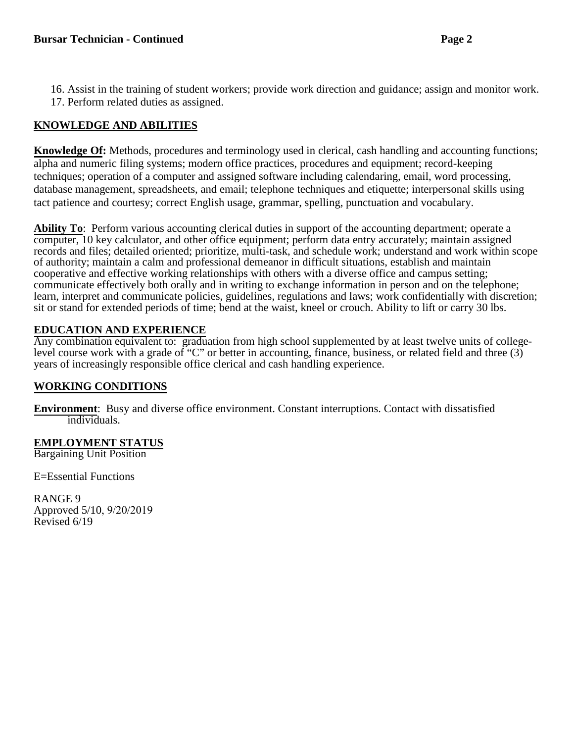16. Assist in the training of student workers; provide work direction and guidance; assign and monitor work.
17. Perform related duties as assigned.

## KNOWLEDGE AND ABILITIES

**Knowledge Of:** Methods, procedures and terminology used in clerical, cash handling and accounting functions; alpha and numeric filing systems; modern office practices, procedures and equipment; record-keeping techniques; operation of a computer and assigned software including calendaring, email, word processing, database management, spreadsheets, and email; telephone techniques and etiquette; interpersonal skills using tact patience and courtesy; correct English usage, grammar, spelling, punctuation and vocabulary.

**Ability To**: Perform various accounting clerical duties in support of the accounting department; operate a computer, 10 key calculator, and other office equipment; perform data entry accurately; maintain assigned records and files; detailed oriented; prioritize, multi-task, and schedule work; understand and work within scope of authority; maintain a calm and professional demeanor in difficult situations, establish and maintain cooperative and effective working relationships with others with a diverse office and campus setting; communicate effectively both orally and in writing to exchange information in person and on the telephone; learn, interpret and communicate policies, guidelines, regulations and laws; work confidentially with discretion; sit or stand for extended periods of time; bend at the waist, kneel or crouch. Ability to lift or carry 30 lbs.

## EDUCATION AND EXPERIENCE

Any combination equivalent to: graduation from high school supplemented by at least twelve units of college-level course work with a grade of "C" or better in accounting, finance, business, or related field and three (3) years of increasingly responsible office clerical and cash handling experience.

## WORKING CONDITIONS

**Environment**: Busy and diverse office environment. Constant interruptions. Contact with dissatisfied individuals.

## EMPLOYMENT STATUS

Bargaining Unit Position

E=Essential Functions

RANGE 9
Approved 5/10, 9/20/2019
Revised 6/19